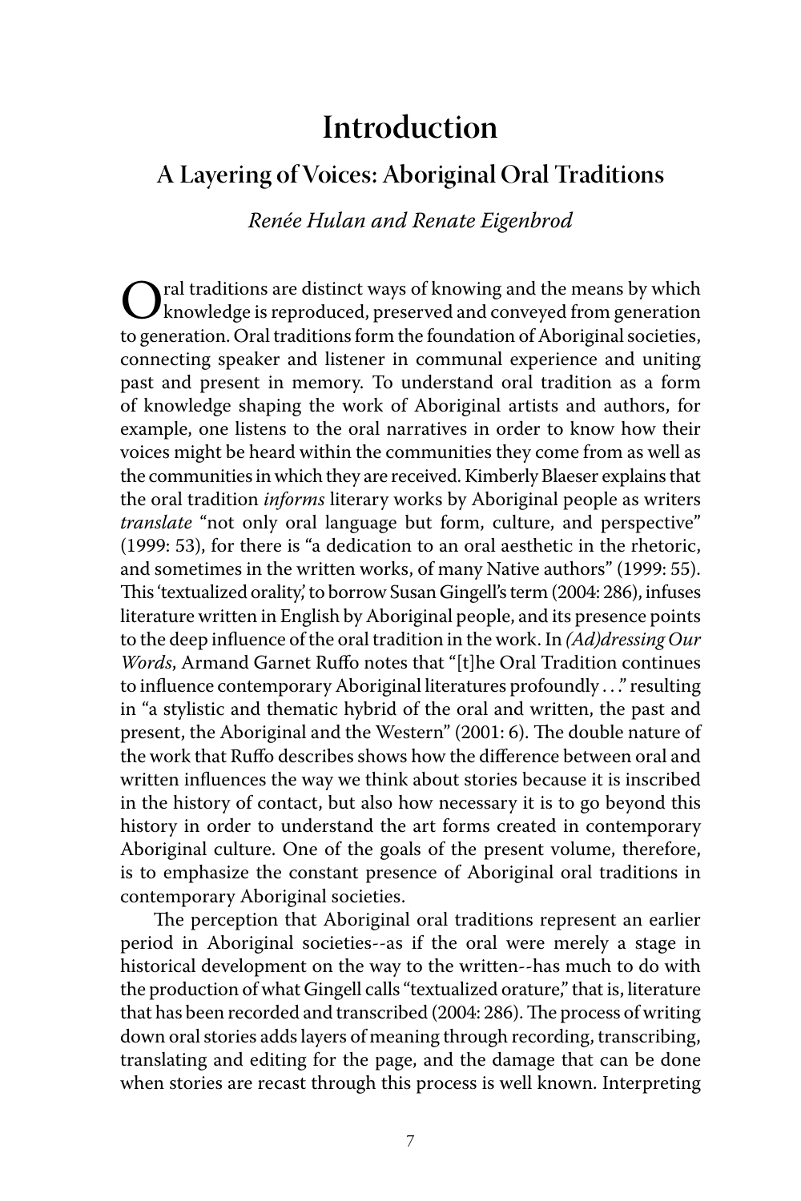# Introduction

## A Layering of Voices: Aboriginal Oral Traditions

*Renée Hulan and Renate Eigenbrod*

Oral traditions are distinct ways of knowing and the means by which knowledge is reproduced, preserved and conveyed from generation to generation. Oral traditions form the foundation of Aboriginal societies, connecting speaker and listener in communal experience and uniting past and present in memory. To understand oral tradition as a form of knowledge shaping the work of Aboriginal artists and authors, for example, one listens to the oral narratives in order to know how their voices might be heard within the communities they come from as well as the communities in which they are received. Kimberly Blaeser explains that the oral tradition *informs* literary works by Aboriginal people as writers *translate* "not only oral language but form, culture, and perspective" (1999: 53), for there is "a dedication to an oral aesthetic in the rhetoric, and sometimes in the written works, of many Native authors" (1999: 55). This 'textualized orality,' to borrow Susan Gingell's term (2004: 286), infuses literature written in English by Aboriginal people, and its presence points to the deep influence of the oral tradition in the work. In *(Ad)dressing Our Words*, Armand Garnet Ruffo notes that "[t]he Oral Tradition continues to influence contemporary Aboriginal literatures profoundly . . ." resulting in "a stylistic and thematic hybrid of the oral and written, the past and present, the Aboriginal and the Western" (2001: 6). The double nature of the work that Ruffo describes shows how the difference between oral and written influences the way we think about stories because it is inscribed in the history of contact, but also how necessary it is to go beyond this history in order to understand the art forms created in contemporary Aboriginal culture. One of the goals of the present volume, therefore, is to emphasize the constant presence of Aboriginal oral traditions in contemporary Aboriginal societies.

The perception that Aboriginal oral traditions represent an earlier period in Aboriginal societies--as if the oral were merely a stage in historical development on the way to the written--has much to do with the production of what Gingell calls "textualized orature," that is, literature that has been recorded and transcribed (2004: 286). The process of writing down oral stories adds layers of meaning through recording, transcribing, translating and editing for the page, and the damage that can be done when stories are recast through this process is well known. Interpreting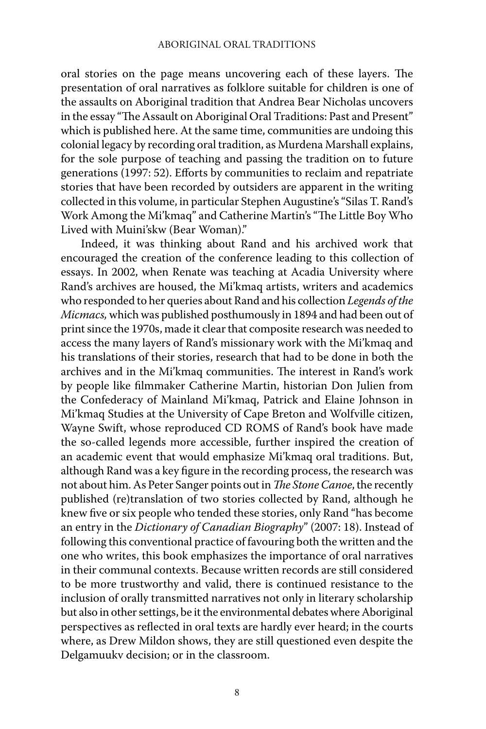oral stories on the page means uncovering each of these layers. The presentation of oral narratives as folklore suitable for children is one of the assaults on Aboriginal tradition that Andrea Bear Nicholas uncovers in the essay "The Assault on Aboriginal Oral Traditions: Past and Present" which is published here. At the same time, communities are undoing this colonial legacy by recording oral tradition, as Murdena Marshall explains, for the sole purpose of teaching and passing the tradition on to future generations (1997: 52). Efforts by communities to reclaim and repatriate stories that have been recorded by outsiders are apparent in the writing collected in this volume, in particular Stephen Augustine's "Silas T. Rand's Work Among the Mi'kmaq" and Catherine Martin's "The Little Boy Who Lived with Muini'skw (Bear Woman)."

Indeed, it was thinking about Rand and his archived work that encouraged the creation of the conference leading to this collection of essays. In 2002, when Renate was teaching at Acadia University where Rand's archives are housed, the Mi'kmaq artists, writers and academics who responded to her queries about Rand and his collection *Legends of the Micmacs,* which was published posthumously in 1894 and had been out of print since the 1970s, made it clear that composite research was needed to access the many layers of Rand's missionary work with the Mi'kmaq and his translations of their stories, research that had to be done in both the archives and in the Mi'kmaq communities. The interest in Rand's work by people like filmmaker Catherine Martin, historian Don Julien from the Confederacy of Mainland Mi'kmaq, Patrick and Elaine Johnson in Mi'kmaq Studies at the University of Cape Breton and Wolfville citizen, Wayne Swift, whose reproduced CD ROMS of Rand's book have made the so-called legends more accessible, further inspired the creation of an academic event that would emphasize Mi'kmaq oral traditions. But, although Rand was a key figure in the recording process, the research was not about him. As Peter Sanger points out in *The Stone Canoe*, the recently published (re)translation of two stories collected by Rand, although he knew five or six people who tended these stories, only Rand "has become an entry in the *Dictionary of Canadian Biography*" (2007: 18). Instead of following this conventional practice of favouring both the written and the one who writes, this book emphasizes the importance of oral narratives in their communal contexts. Because written records are still considered to be more trustworthy and valid, there is continued resistance to the inclusion of orally transmitted narratives not only in literary scholarship but also in other settings, be it the environmental debates where Aboriginal perspectives as reflected in oral texts are hardly ever heard; in the courts where, as Drew Mildon shows, they are still questioned even despite the Delgamuukv decision; or in the classroom.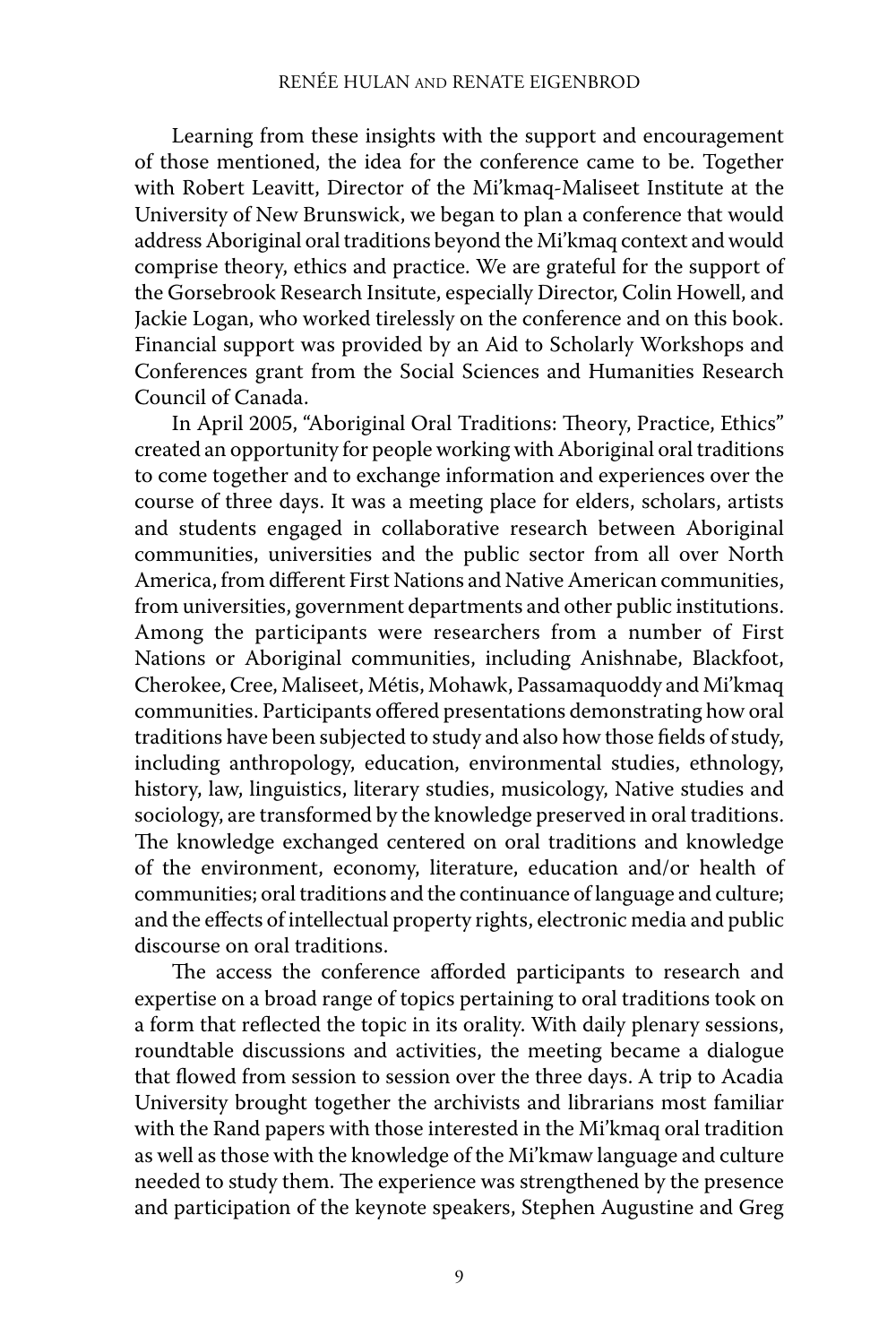Learning from these insights with the support and encouragement of those mentioned, the idea for the conference came to be. Together with Robert Leavitt, Director of the Mi'kmaq-Maliseet Institute at the University of New Brunswick, we began to plan a conference that would address Aboriginal oral traditions beyond the Mi'kmaq context and would comprise theory, ethics and practice. We are grateful for the support of the Gorsebrook Research Insitute, especially Director, Colin Howell, and Jackie Logan, who worked tirelessly on the conference and on this book. Financial support was provided by an Aid to Scholarly Workshops and Conferences grant from the Social Sciences and Humanities Research Council of Canada.

In April 2005, "Aboriginal Oral Traditions: Theory, Practice, Ethics" created an opportunity for people working with Aboriginal oral traditions to come together and to exchange information and experiences over the course of three days. It was a meeting place for elders, scholars, artists and students engaged in collaborative research between Aboriginal communities, universities and the public sector from all over North America, from different First Nations and Native American communities, from universities, government departments and other public institutions. Among the participants were researchers from a number of First Nations or Aboriginal communities, including Anishnabe, Blackfoot, Cherokee, Cree, Maliseet, Métis, Mohawk, Passamaquoddy and Mi'kmaq communities. Participants offered presentations demonstrating how oral traditions have been subjected to study and also how those fields of study, including anthropology, education, environmental studies, ethnology, history, law, linguistics, literary studies, musicology, Native studies and sociology, are transformed by the knowledge preserved in oral traditions. The knowledge exchanged centered on oral traditions and knowledge of the environment, economy, literature, education and/or health of communities; oral traditions and the continuance of language and culture; and the effects of intellectual property rights, electronic media and public discourse on oral traditions.

The access the conference afforded participants to research and expertise on a broad range of topics pertaining to oral traditions took on a form that reflected the topic in its orality. With daily plenary sessions, roundtable discussions and activities, the meeting became a dialogue that flowed from session to session over the three days. A trip to Acadia University brought together the archivists and librarians most familiar with the Rand papers with those interested in the Mi'kmaq oral tradition as well as those with the knowledge of the Mi'kmaw language and culture needed to study them. The experience was strengthened by the presence and participation of the keynote speakers, Stephen Augustine and Greg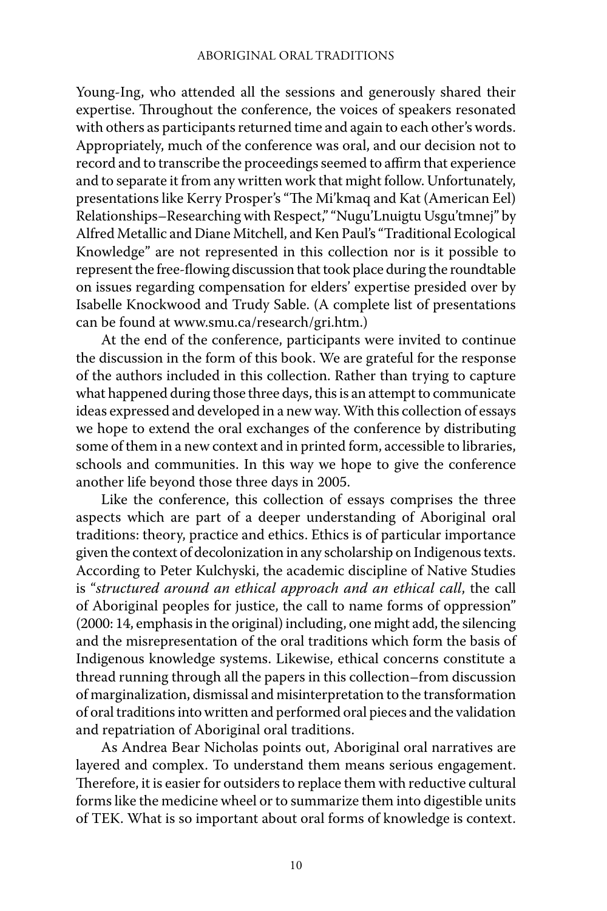Young-Ing, who attended all the sessions and generously shared their expertise. Throughout the conference, the voices of speakers resonated with others as participants returned time and again to each other's words. Appropriately, much of the conference was oral, and our decision not to record and to transcribe the proceedings seemed to affirm that experience and to separate it from any written work that might follow. Unfortunately, presentations like Kerry Prosper's "The Mi'kmaq and Kat (American Eel) Relationships–Researching with Respect," "Nugu'Lnuigtu Usgu'tmnej" by Alfred Metallic and Diane Mitchell, and Ken Paul's "Traditional Ecological Knowledge" are not represented in this collection nor is it possible to represent the free-flowing discussion that took place during the roundtable on issues regarding compensation for elders' expertise presided over by Isabelle Knockwood and Trudy Sable. (A complete list of presentations can be found at www.smu.ca/research/gri.htm.)

At the end of the conference, participants were invited to continue the discussion in the form of this book. We are grateful for the response of the authors included in this collection. Rather than trying to capture what happened during those three days, this is an attempt to communicate ideas expressed and developed in a new way. With this collection of essays we hope to extend the oral exchanges of the conference by distributing some of them in a new context and in printed form, accessible to libraries, schools and communities. In this way we hope to give the conference another life beyond those three days in 2005.

Like the conference, this collection of essays comprises the three aspects which are part of a deeper understanding of Aboriginal oral traditions: theory, practice and ethics. Ethics is of particular importance given the context of decolonization in any scholarship on Indigenous texts. According to Peter Kulchyski, the academic discipline of Native Studies is "*structured around an ethical approach and an ethical call*, the call of Aboriginal peoples for justice, the call to name forms of oppression" (2000: 14, emphasis in the original) including, one might add, the silencing and the misrepresentation of the oral traditions which form the basis of Indigenous knowledge systems. Likewise, ethical concerns constitute a thread running through all the papers in this collection–from discussion of marginalization, dismissal and misinterpretation to the transformation of oral traditions into written and performed oral pieces and the validation and repatriation of Aboriginal oral traditions.

As Andrea Bear Nicholas points out, Aboriginal oral narratives are layered and complex. To understand them means serious engagement. Therefore, it is easier for outsiders to replace them with reductive cultural forms like the medicine wheel or to summarize them into digestible units of TEK. What is so important about oral forms of knowledge is context.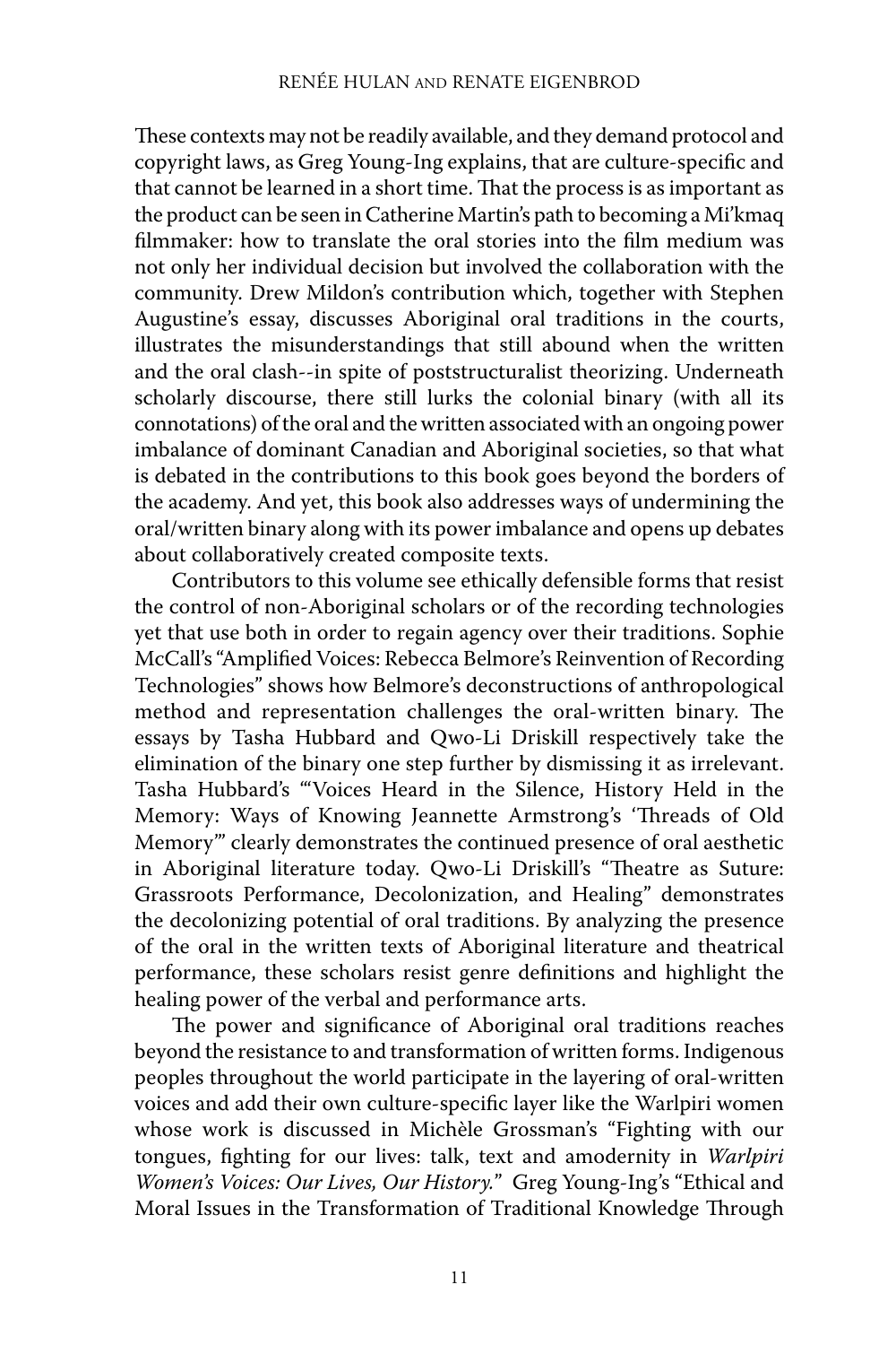These contexts may not be readily available, and they demand protocol and copyright laws, as Greg Young-Ing explains, that are culture-specific and that cannot be learned in a short time. That the process is as important as the product can be seen in Catherine Martin's path to becoming a Mi'kmaq filmmaker: how to translate the oral stories into the film medium was not only her individual decision but involved the collaboration with the community. Drew Mildon's contribution which, together with Stephen Augustine's essay, discusses Aboriginal oral traditions in the courts, illustrates the misunderstandings that still abound when the written and the oral clash--in spite of poststructuralist theorizing. Underneath scholarly discourse, there still lurks the colonial binary (with all its connotations) of the oral and the written associated with an ongoing power imbalance of dominant Canadian and Aboriginal societies, so that what is debated in the contributions to this book goes beyond the borders of the academy. And yet, this book also addresses ways of undermining the oral/written binary along with its power imbalance and opens up debates about collaboratively created composite texts.

Contributors to this volume see ethically defensible forms that resist the control of non-Aboriginal scholars or of the recording technologies yet that use both in order to regain agency over their traditions. Sophie McCall's "Amplified Voices: Rebecca Belmore's Reinvention of Recording Technologies" shows how Belmore's deconstructions of anthropological method and representation challenges the oral-written binary. The essays by Tasha Hubbard and Qwo-Li Driskill respectively take the elimination of the binary one step further by dismissing it as irrelevant. Tasha Hubbard's "'Voices Heard in the Silence, History Held in the Memory: Ways of Knowing Jeannette Armstrong's 'Threads of Old Memory'" clearly demonstrates the continued presence of oral aesthetic in Aboriginal literature today. Qwo-Li Driskill's "Theatre as Suture: Grassroots Performance, Decolonization, and Healing" demonstrates the decolonizing potential of oral traditions. By analyzing the presence of the oral in the written texts of Aboriginal literature and theatrical performance, these scholars resist genre definitions and highlight the healing power of the verbal and performance arts.

The power and significance of Aboriginal oral traditions reaches beyond the resistance to and transformation of written forms. Indigenous peoples throughout the world participate in the layering of oral-written voices and add their own culture-specific layer like the Warlpiri women whose work is discussed in Michèle Grossman's "Fighting with our tongues, fighting for our lives: talk, text and amodernity in *Warlpiri Women's Voices: Our Lives, Our History.*" Greg Young-Ing's "Ethical and Moral Issues in the Transformation of Traditional Knowledge Through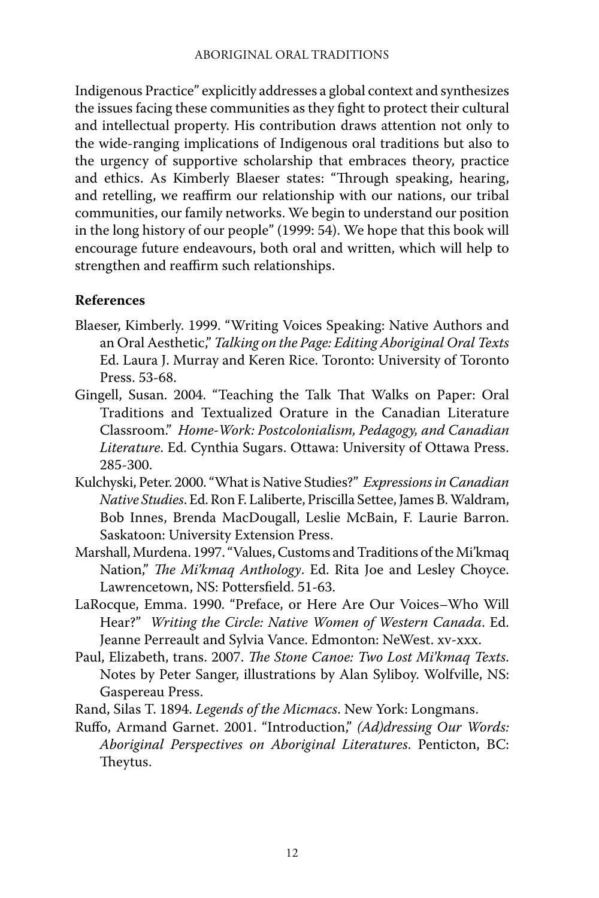Indigenous Practice" explicitly addresses a global context and synthesizes the issues facing these communities as they fight to protect their cultural and intellectual property. His contribution draws attention not only to the wide-ranging implications of Indigenous oral traditions but also to the urgency of supportive scholarship that embraces theory, practice and ethics. As Kimberly Blaeser states: "Through speaking, hearing, and retelling, we reaffirm our relationship with our nations, our tribal communities, our family networks. We begin to understand our position in the long history of our people" (1999: 54). We hope that this book will encourage future endeavours, both oral and written, which will help to strengthen and reaffirm such relationships.

**References**

Blaeser, Kimberly. 1999. "Writing Voices Speaking: Native Authors and an Oral Aesthetic," *Talking on the Page: Editing Aboriginal Oral Texts* Ed. Laura J. Murray and Keren Rice. Toronto: University of Toronto Press. 53-68.

Gingell, Susan. 2004. "Teaching the Talk That Walks on Paper: Oral Traditions and Textualized Orature in the Canadian Literature Classroom." *Home-Work: Postcolonialism, Pedagogy, and Canadian Literature*. Ed. Cynthia Sugars. Ottawa: University of Ottawa Press. 285-300.

Kulchyski, Peter. 2000. "What is Native Studies?" *Expressions in Canadian Native Studies*. Ed. Ron F. Laliberte, Priscilla Settee, James B. Waldram, Bob Innes, Brenda MacDougall, Leslie McBain, F. Laurie Barron. Saskatoon: University Extension Press.

Marshall, Murdena. 1997. "Values, Customs and Traditions of the Mi'kmaq Nation," *The Mi'kmaq Anthology*. Ed. Rita Joe and Lesley Choyce. Lawrencetown, NS: Pottersfield. 51-63.

LaRocque, Emma. 1990. "Preface, or Here Are Our Voices–Who Will Hear?" *Writing the Circle: Native Women of Western Canada*. Ed. Jeanne Perreault and Sylvia Vance. Edmonton: NeWest. xv-xxx.

Paul, Elizabeth, trans. 2007. *The Stone Canoe: Two Lost Mi'kmaq Texts*. Notes by Peter Sanger, illustrations by Alan Syliboy. Wolfville, NS: Gaspereau Press.

Rand, Silas T. 1894. *Legends of the Micmacs*. New York: Longmans.

Ruffo, Armand Garnet. 2001. "Introduction," *(Ad)dressing Our Words: Aboriginal Perspectives on Aboriginal Literatures*. Penticton, BC: Theytus.